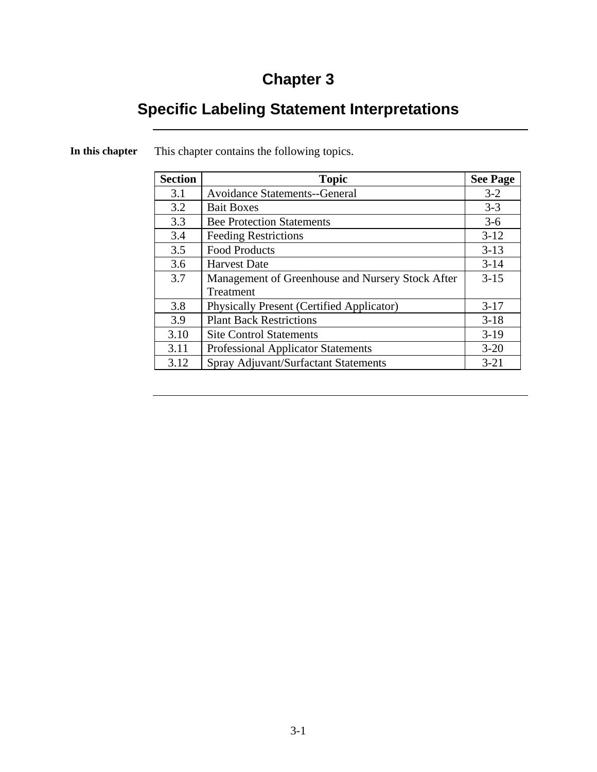# Chapter 3

## Specific Labeling Statement Interpretations

**In this chapter**

This chapter contains the following topics.

| Section | Topic | See Page |
|---|---|---|
| 3.1 | Avoidance Statements--General | 3-2 |
| 3.2 | Bait Boxes | 3-3 |
| 3.3 | Bee Protection Statements | 3-6 |
| 3.4 | Feeding Restrictions | 3-12 |
| 3.5 | Food Products | 3-13 |
| 3.6 | Harvest Date | 3-14 |
| 3.7 | Management of Greenhouse and Nursery Stock After Treatment | 3-15 |
| 3.8 | Physically Present (Certified Applicator) | 3-17 |
| 3.9 | Plant Back Restrictions | 3-18 |
| 3.10 | Site Control Statements | 3-19 |
| 3.11 | Professional Applicator Statements | 3-20 |
| 3.12 | Spray Adjuvant/Surfactant Statements | 3-21 |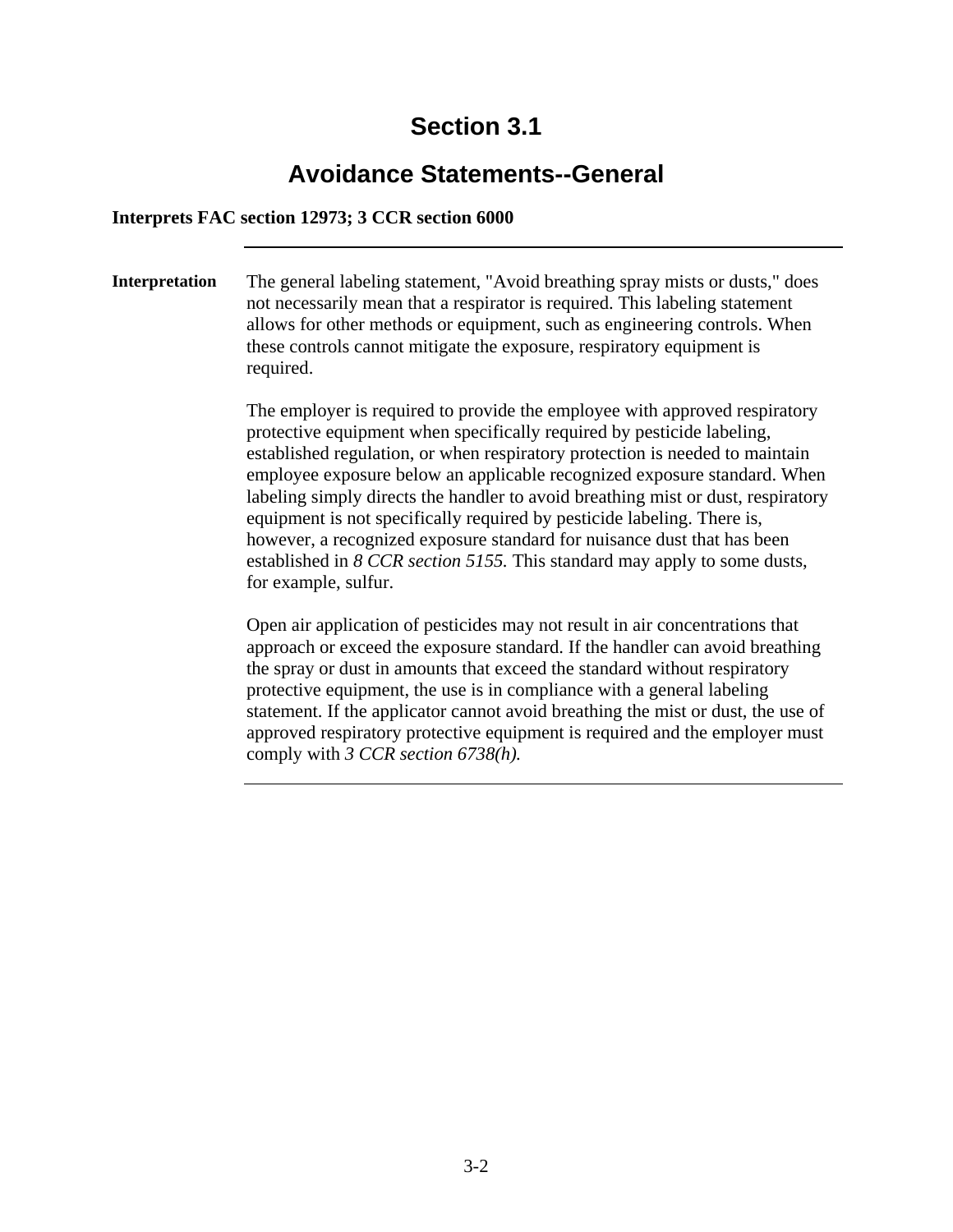# Section 3.1

## Avoidance Statements--General

**Interprets FAC section 12973; 3 CCR section 6000**

---

**Interpretation**

The general labeling statement, "Avoid breathing spray mists or dusts," does not necessarily mean that a respirator is required. This labeling statement allows for other methods or equipment, such as engineering controls. When these controls cannot mitigate the exposure, respiratory equipment is required.

The employer is required to provide the employee with approved respiratory protective equipment when specifically required by pesticide labeling, established regulation, or when respiratory protection is needed to maintain employee exposure below an applicable recognized exposure standard. When labeling simply directs the handler to avoid breathing mist or dust, respiratory equipment is not specifically required by pesticide labeling. There is, however, a recognized exposure standard for nuisance dust that has been established in *8 CCR section 5155.* This standard may apply to some dusts, for example, sulfur.

Open air application of pesticides may not result in air concentrations that approach or exceed the exposure standard. If the handler can avoid breathing the spray or dust in amounts that exceed the standard without respiratory protective equipment, the use is in compliance with a general labeling statement. If the applicator cannot avoid breathing the mist or dust, the use of approved respiratory protective equipment is required and the employer must comply with *3 CCR section 6738(h).*

---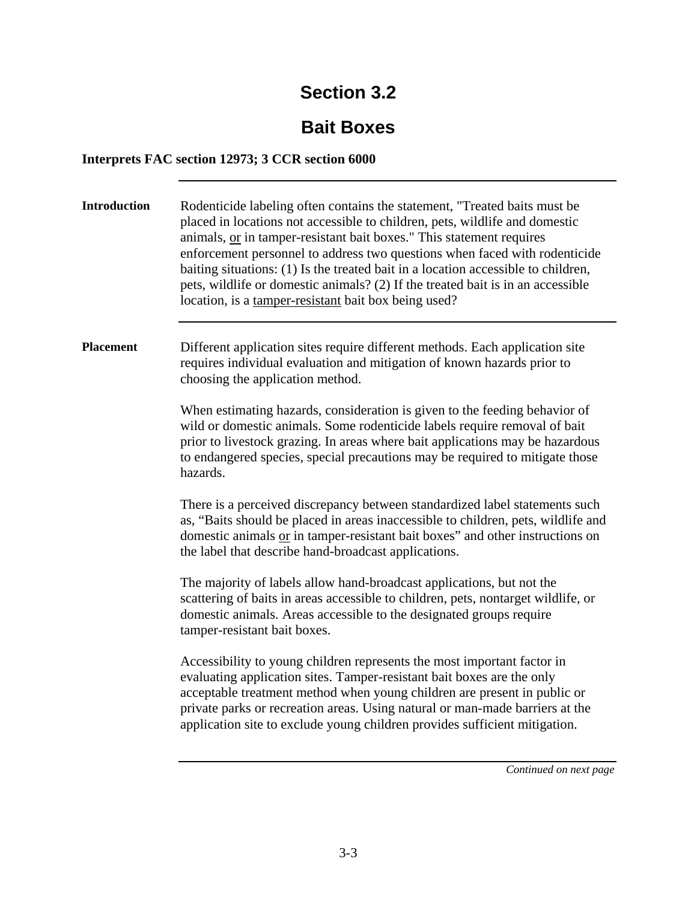# Section 3.2

## Bait Boxes

**Interprets FAC section 12973; 3 CCR section 6000**

---

**Introduction**

Rodenticide labeling often contains the statement, "Treated baits must be placed in locations not accessible to children, pets, wildlife and domestic animals, <u>or</u> in tamper-resistant bait boxes." This statement requires enforcement personnel to address two questions when faced with rodenticide baiting situations: (1) Is the treated bait in a location accessible to children, pets, wildlife or domestic animals? (2) If the treated bait is in an accessible location, is a <u>tamper-resistant</u> bait box being used?

---

**Placement**

Different application sites require different methods. Each application site requires individual evaluation and mitigation of known hazards prior to choosing the application method.

When estimating hazards, consideration is given to the feeding behavior of wild or domestic animals. Some rodenticide labels require removal of bait prior to livestock grazing. In areas where bait applications may be hazardous to endangered species, special precautions may be required to mitigate those hazards.

There is a perceived discrepancy between standardized label statements such as, "Baits should be placed in areas inaccessible to children, pets, wildlife and domestic animals <u>or</u> in tamper-resistant bait boxes" and other instructions on the label that describe hand-broadcast applications.

The majority of labels allow hand-broadcast applications, but not the scattering of baits in areas accessible to children, pets, nontarget wildlife, or domestic animals. Areas accessible to the designated groups require tamper-resistant bait boxes.

Accessibility to young children represents the most important factor in evaluating application sites. Tamper-resistant bait boxes are the only acceptable treatment method when young children are present in public or private parks or recreation areas. Using natural or man-made barriers at the application site to exclude young children provides sufficient mitigation.

*Continued on next page*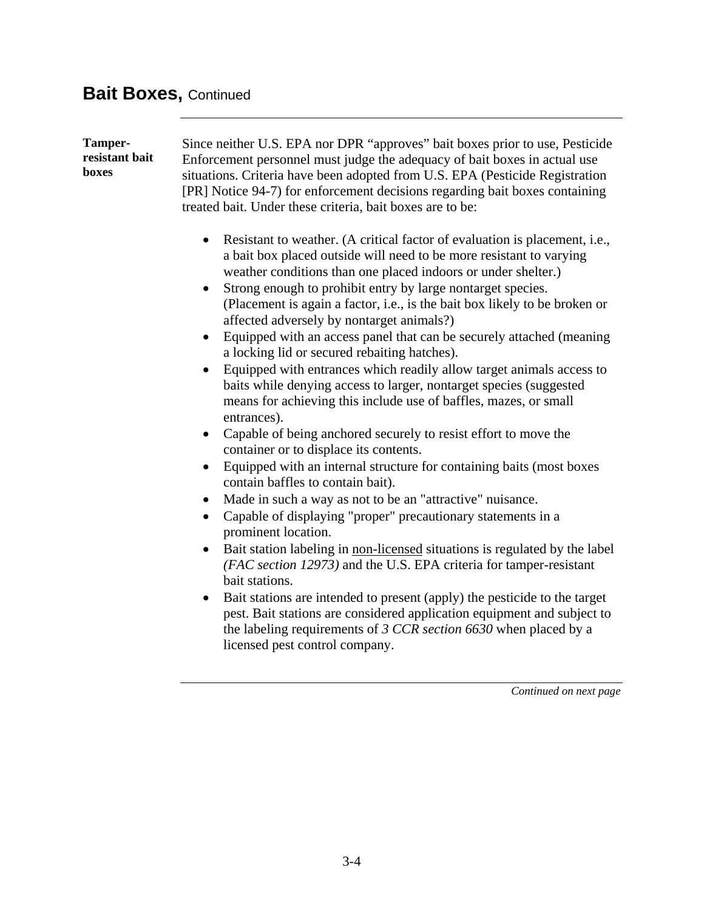## Bait Boxes, Continued

**Tamper-resistant bait boxes**

Since neither U.S. EPA nor DPR “approves” bait boxes prior to use, Pesticide Enforcement personnel must judge the adequacy of bait boxes in actual use situations. Criteria have been adopted from U.S. EPA (Pesticide Registration [PR] Notice 94-7) for enforcement decisions regarding bait boxes containing treated bait. Under these criteria, bait boxes are to be:

- Resistant to weather. (A critical factor of evaluation is placement, i.e., a bait box placed outside will need to be more resistant to varying weather conditions than one placed indoors or under shelter.)
- Strong enough to prohibit entry by large nontarget species. (Placement is again a factor, i.e., is the bait box likely to be broken or affected adversely by nontarget animals?)
- Equipped with an access panel that can be securely attached (meaning a locking lid or secured rebaiting hatches).
- Equipped with entrances which readily allow target animals access to baits while denying access to larger, nontarget species (suggested means for achieving this include use of baffles, mazes, or small entrances).
- Capable of being anchored securely to resist effort to move the container or to displace its contents.
- Equipped with an internal structure for containing baits (most boxes contain baffles to contain bait).
- Made in such a way as not to be an "attractive" nuisance.
- Capable of displaying "proper" precautionary statements in a prominent location.
- Bait station labeling in <u>non-licensed</u> situations is regulated by the label *(FAC section 12973)* and the U.S. EPA criteria for tamper-resistant bait stations.
- Bait stations are intended to present (apply) the pesticide to the target pest. Bait stations are considered application equipment and subject to the labeling requirements of *3 CCR section 6630* when placed by a licensed pest control company.

*Continued on next page*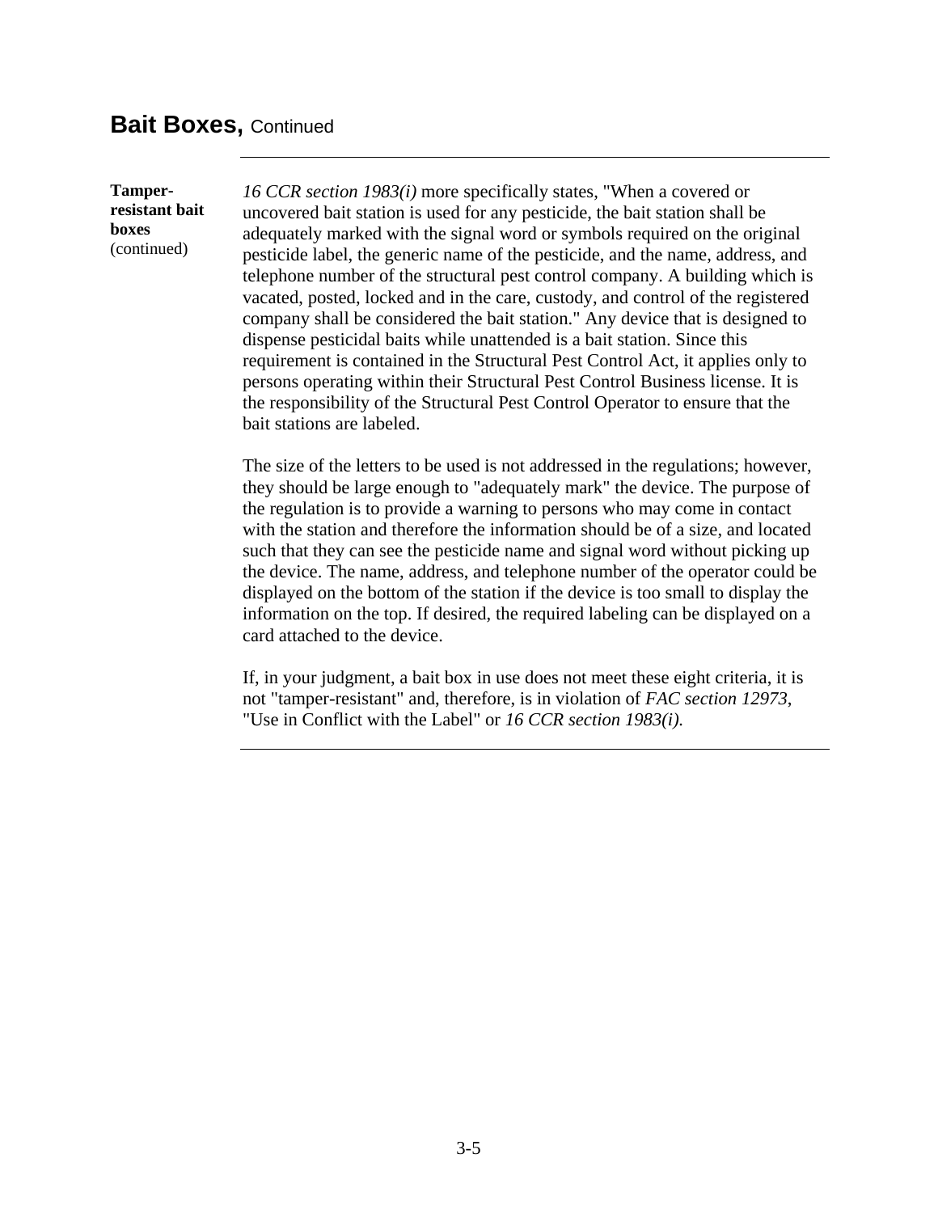## Bait Boxes, Continued

**Tamper-resistant bait boxes** (continued)

*16 CCR section 1983(i)* more specifically states, "When a covered or uncovered bait station is used for any pesticide, the bait station shall be adequately marked with the signal word or symbols required on the original pesticide label, the generic name of the pesticide, and the name, address, and telephone number of the structural pest control company. A building which is vacated, posted, locked and in the care, custody, and control of the registered company shall be considered the bait station." Any device that is designed to dispense pesticidal baits while unattended is a bait station. Since this requirement is contained in the Structural Pest Control Act, it applies only to persons operating within their Structural Pest Control Business license. It is the responsibility of the Structural Pest Control Operator to ensure that the bait stations are labeled.

The size of the letters to be used is not addressed in the regulations; however, they should be large enough to "adequately mark" the device. The purpose of the regulation is to provide a warning to persons who may come in contact with the station and therefore the information should be of a size, and located such that they can see the pesticide name and signal word without picking up the device. The name, address, and telephone number of the operator could be displayed on the bottom of the station if the device is too small to display the information on the top. If desired, the required labeling can be displayed on a card attached to the device.

If, in your judgment, a bait box in use does not meet these eight criteria, it is not "tamper-resistant" and, therefore, is in violation of *FAC section 12973*, "Use in Conflict with the Label" or *16 CCR section 1983(i).*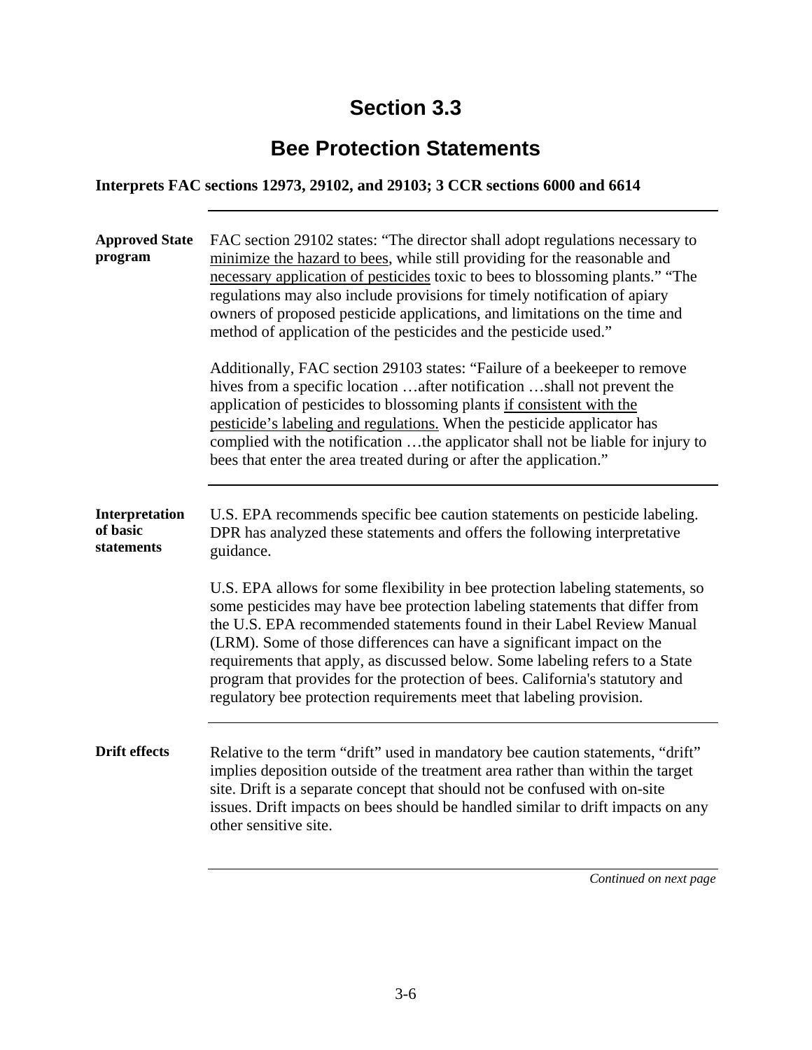# Section 3.3

## Bee Protection Statements

**Interprets FAC sections 12973, 29102, and 29103; 3 CCR sections 6000 and 6614**

---

**Approved State program**

FAC section 29102 states: "The director shall adopt regulations necessary to minimize the hazard to bees, while still providing for the reasonable and necessary application of pesticides toxic to bees to blossoming plants." "The regulations may also include provisions for timely notification of apiary owners of proposed pesticide applications, and limitations on the time and method of application of the pesticides and the pesticide used."

Additionally, FAC section 29103 states: "Failure of a beekeeper to remove hives from a specific location …after notification …shall not prevent the application of pesticides to blossoming plants if consistent with the pesticide's labeling and regulations. When the pesticide applicator has complied with the notification …the applicator shall not be liable for injury to bees that enter the area treated during or after the application."

---

**Interpretation of basic statements**

U.S. EPA recommends specific bee caution statements on pesticide labeling. DPR has analyzed these statements and offers the following interpretative guidance.

U.S. EPA allows for some flexibility in bee protection labeling statements, so some pesticides may have bee protection labeling statements that differ from the U.S. EPA recommended statements found in their Label Review Manual (LRM). Some of those differences can have a significant impact on the requirements that apply, as discussed below. Some labeling refers to a State program that provides for the protection of bees. California's statutory and regulatory bee protection requirements meet that labeling provision.

---

**Drift effects**

Relative to the term "drift" used in mandatory bee caution statements, "drift" implies deposition outside of the treatment area rather than within the target site. Drift is a separate concept that should not be confused with on-site issues. Drift impacts on bees should be handled similar to drift impacts on any other sensitive site.

*Continued on next page*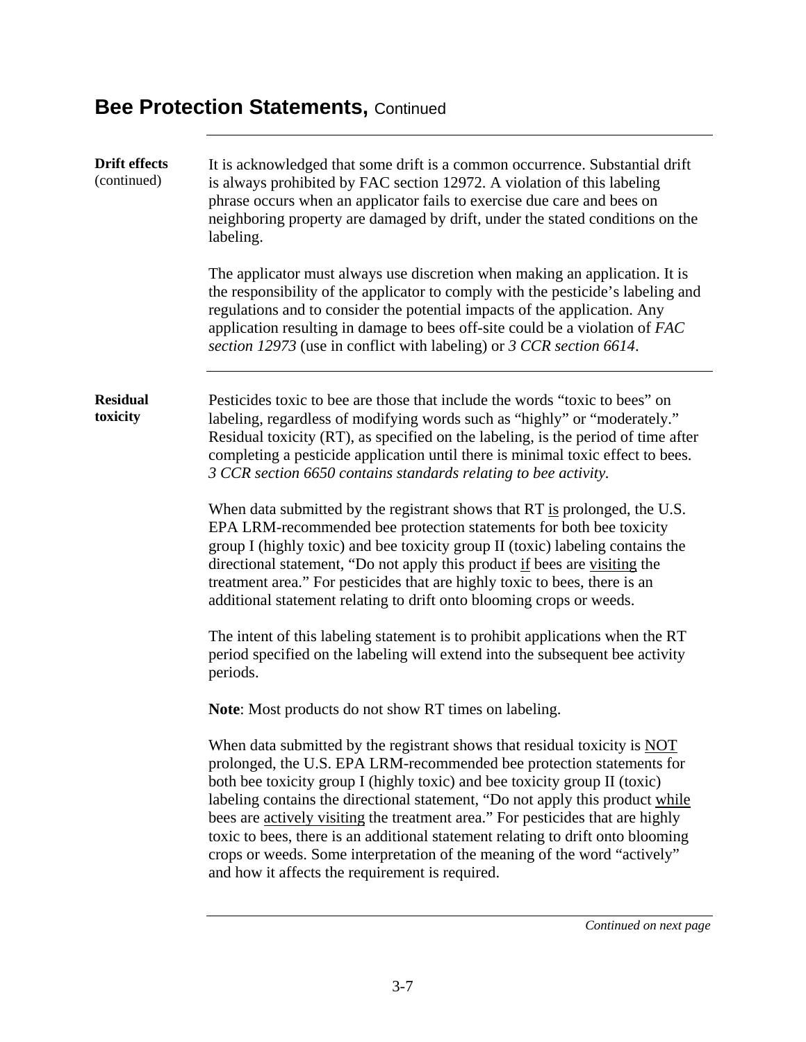## Bee Protection Statements, Continued

**Drift effects** (continued)

It is acknowledged that some drift is a common occurrence. Substantial drift is always prohibited by FAC section 12972. A violation of this labeling phrase occurs when an applicator fails to exercise due care and bees on neighboring property are damaged by drift, under the stated conditions on the labeling.

The applicator must always use discretion when making an application. It is the responsibility of the applicator to comply with the pesticide's labeling and regulations and to consider the potential impacts of the application. Any application resulting in damage to bees off-site could be a violation of *FAC section 12973* (use in conflict with labeling) or *3 CCR section 6614*.

**Residual toxicity**

Pesticides toxic to bee are those that include the words "toxic to bees" on labeling, regardless of modifying words such as "highly" or "moderately." Residual toxicity (RT), as specified on the labeling, is the period of time after completing a pesticide application until there is minimal toxic effect to bees. *3 CCR section 6650 contains standards relating to bee activity.*

When data submitted by the registrant shows that RT <u>is</u> prolonged, the U.S. EPA LRM-recommended bee protection statements for both bee toxicity group I (highly toxic) and bee toxicity group II (toxic) labeling contains the directional statement, "Do not apply this product <u>if</u> bees are <u>visiting</u> the treatment area." For pesticides that are highly toxic to bees, there is an additional statement relating to drift onto blooming crops or weeds.

The intent of this labeling statement is to prohibit applications when the RT period specified on the labeling will extend into the subsequent bee activity periods.

**Note**: Most products do not show RT times on labeling.

When data submitted by the registrant shows that residual toxicity is <u>NOT</u> prolonged, the U.S. EPA LRM-recommended bee protection statements for both bee toxicity group I (highly toxic) and bee toxicity group II (toxic) labeling contains the directional statement, "Do not apply this product <u>while</u> bees are <u>actively visiting</u> the treatment area." For pesticides that are highly toxic to bees, there is an additional statement relating to drift onto blooming crops or weeds. Some interpretation of the meaning of the word "actively" and how it affects the requirement is required.

*Continued on next page*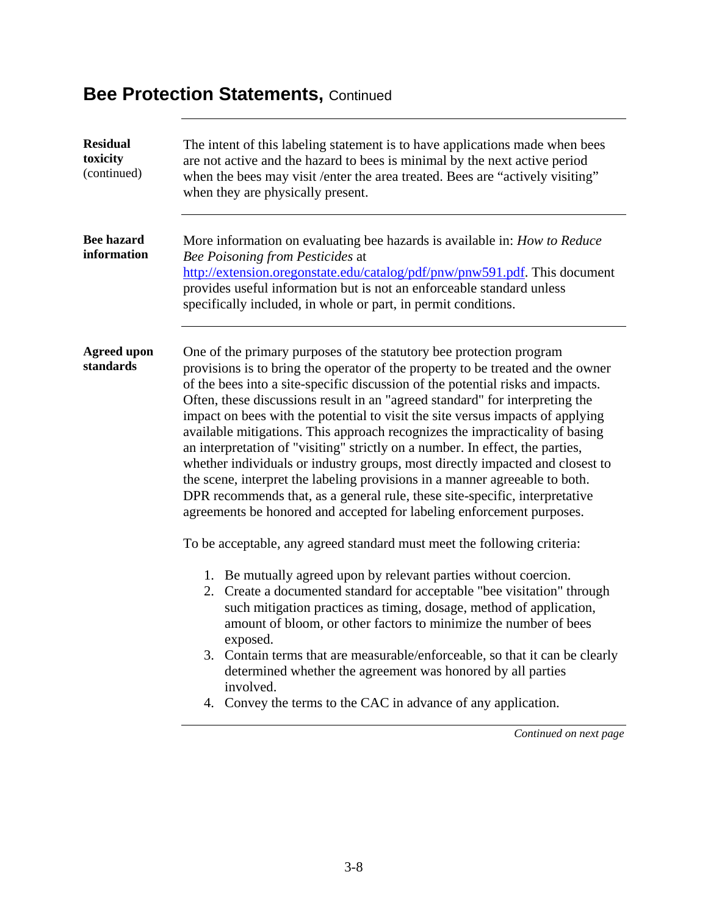## Bee Protection Statements, Continued

**Residual toxicity** (continued)

The intent of this labeling statement is to have applications made when bees are not active and the hazard to bees is minimal by the next active period when the bees may visit /enter the area treated. Bees are "actively visiting" when they are physically present.

**Bee hazard information**

More information on evaluating bee hazards is available in: *How to Reduce Bee Poisoning from Pesticides* at http://extension.oregonstate.edu/catalog/pdf/pnw/pnw591.pdf. This document provides useful information but is not an enforceable standard unless specifically included, in whole or part, in permit conditions.

**Agreed upon standards**

One of the primary purposes of the statutory bee protection program provisions is to bring the operator of the property to be treated and the owner of the bees into a site-specific discussion of the potential risks and impacts. Often, these discussions result in an "agreed standard" for interpreting the impact on bees with the potential to visit the site versus impacts of applying available mitigations. This approach recognizes the impracticality of basing an interpretation of "visiting" strictly on a number. In effect, the parties, whether individuals or industry groups, most directly impacted and closest to the scene, interpret the labeling provisions in a manner agreeable to both. DPR recommends that, as a general rule, these site-specific, interpretative agreements be honored and accepted for labeling enforcement purposes.

To be acceptable, any agreed standard must meet the following criteria:

1. Be mutually agreed upon by relevant parties without coercion.
2. Create a documented standard for acceptable "bee visitation" through such mitigation practices as timing, dosage, method of application, amount of bloom, or other factors to minimize the number of bees exposed.
3. Contain terms that are measurable/enforceable, so that it can be clearly determined whether the agreement was honored by all parties involved.
4. Convey the terms to the CAC in advance of any application.

*Continued on next page*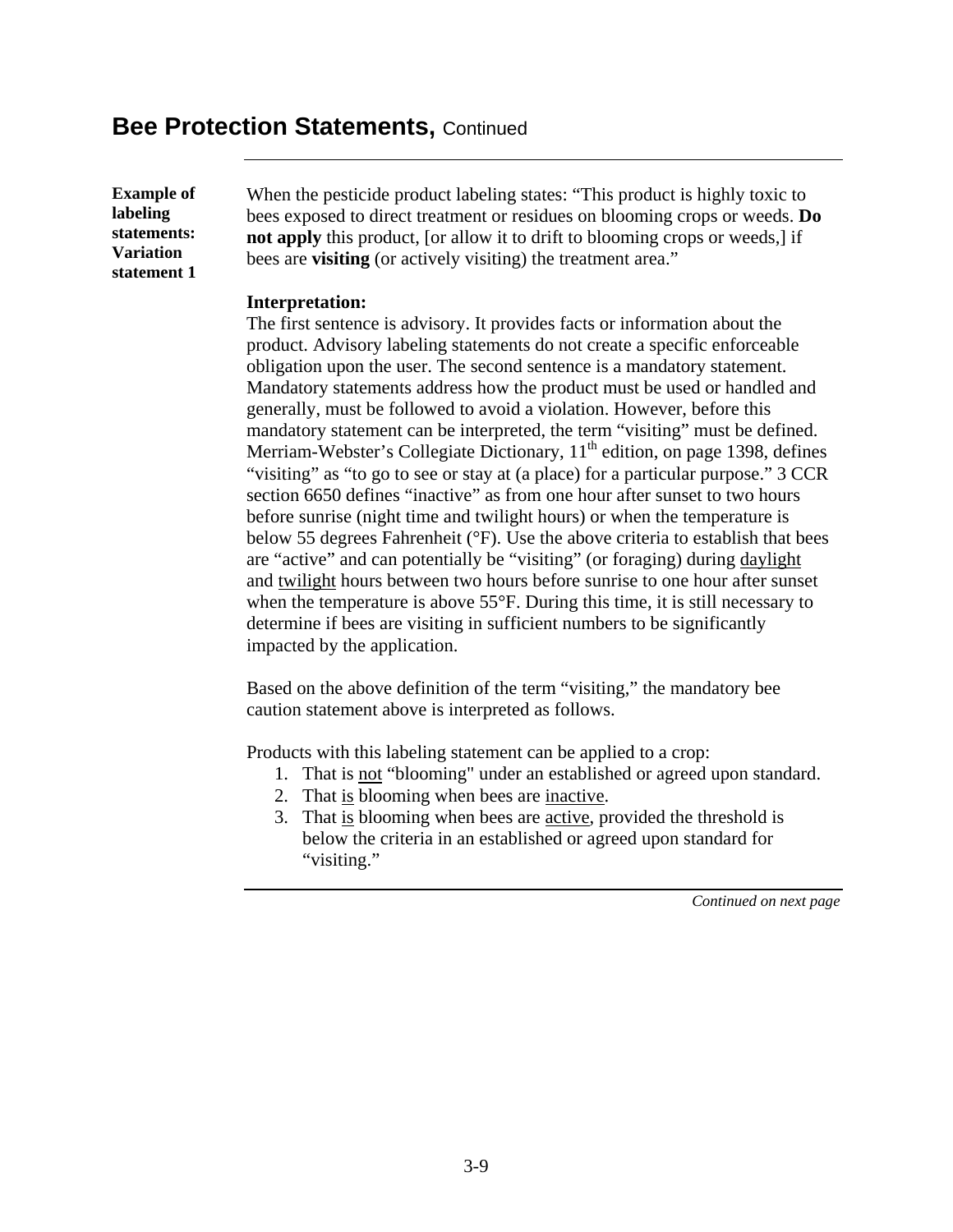## Bee Protection Statements, Continued

**Example of labeling statements: Variation statement 1**

When the pesticide product labeling states: "This product is highly toxic to bees exposed to direct treatment or residues on blooming crops or weeds. **Do not apply** this product, [or allow it to drift to blooming crops or weeds,] if bees are **visiting** (or actively visiting) the treatment area."

**Interpretation:**
The first sentence is advisory. It provides facts or information about the product. Advisory labeling statements do not create a specific enforceable obligation upon the user. The second sentence is a mandatory statement. Mandatory statements address how the product must be used or handled and generally, must be followed to avoid a violation. However, before this mandatory statement can be interpreted, the term "visiting" must be defined. Merriam-Webster's Collegiate Dictionary, 11th edition, on page 1398, defines "visiting" as "to go to see or stay at (a place) for a particular purpose." 3 CCR section 6650 defines "inactive" as from one hour after sunset to two hours before sunrise (night time and twilight hours) or when the temperature is below 55 degrees Fahrenheit (°F). Use the above criteria to establish that bees are "active" and can potentially be "visiting" (or foraging) during daylight and twilight hours between two hours before sunrise to one hour after sunset when the temperature is above 55°F. During this time, it is still necessary to determine if bees are visiting in sufficient numbers to be significantly impacted by the application.

Based on the above definition of the term "visiting," the mandatory bee caution statement above is interpreted as follows.

Products with this labeling statement can be applied to a crop:

1. That is not "blooming" under an established or agreed upon standard.
2. That is blooming when bees are inactive.
3. That is blooming when bees are active, provided the threshold is below the criteria in an established or agreed upon standard for "visiting."

*Continued on next page*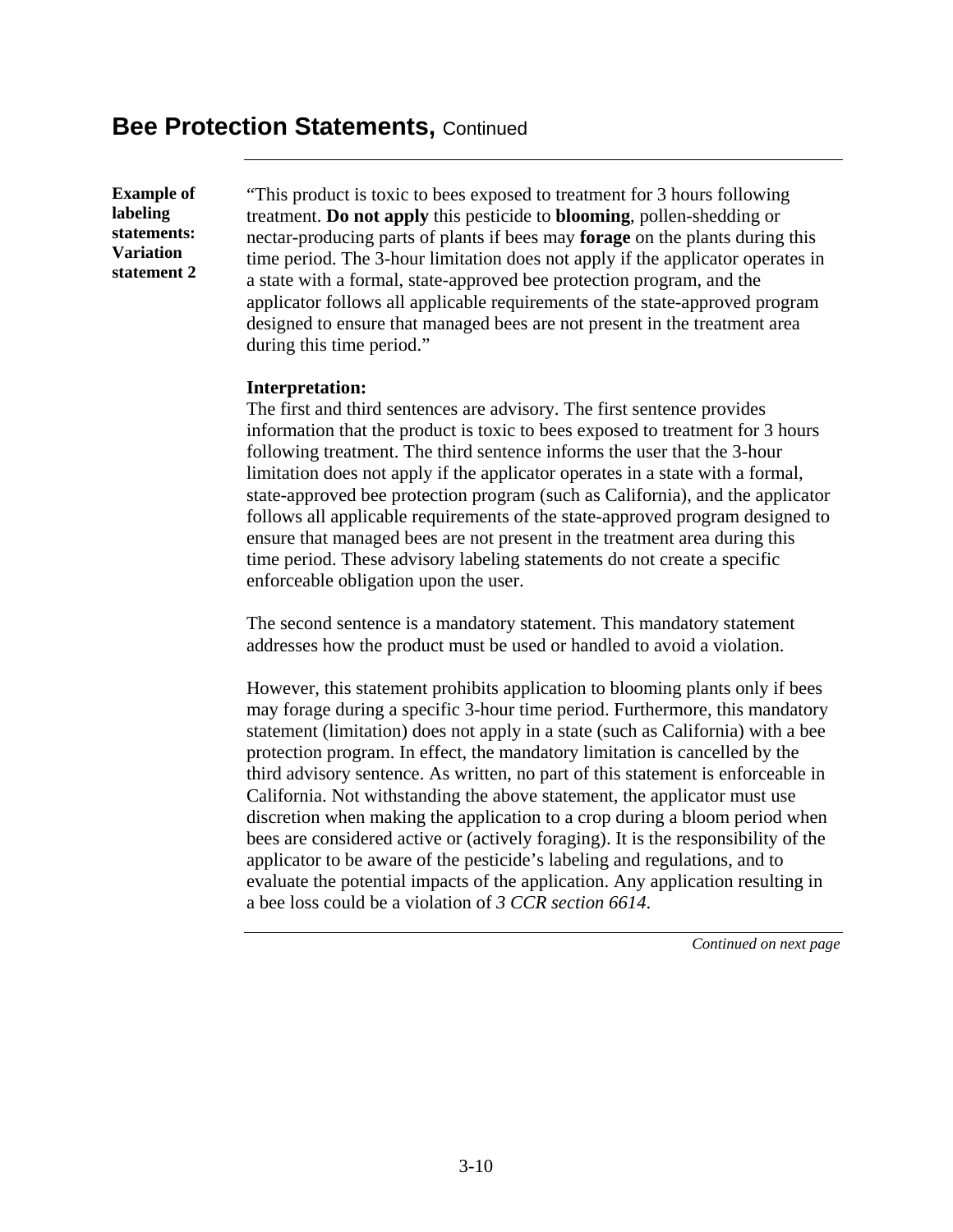## Bee Protection Statements, Continued

**Example of labeling statements: Variation statement 2**

"This product is toxic to bees exposed to treatment for 3 hours following treatment. **Do not apply** this pesticide to **blooming**, pollen-shedding or nectar-producing parts of plants if bees may **forage** on the plants during this time period. The 3-hour limitation does not apply if the applicator operates in a state with a formal, state-approved bee protection program, and the applicator follows all applicable requirements of the state-approved program designed to ensure that managed bees are not present in the treatment area during this time period."

**Interpretation:**
The first and third sentences are advisory. The first sentence provides information that the product is toxic to bees exposed to treatment for 3 hours following treatment. The third sentence informs the user that the 3-hour limitation does not apply if the applicator operates in a state with a formal, state-approved bee protection program (such as California), and the applicator follows all applicable requirements of the state-approved program designed to ensure that managed bees are not present in the treatment area during this time period. These advisory labeling statements do not create a specific enforceable obligation upon the user.

The second sentence is a mandatory statement. This mandatory statement addresses how the product must be used or handled to avoid a violation.

However, this statement prohibits application to blooming plants only if bees may forage during a specific 3-hour time period. Furthermore, this mandatory statement (limitation) does not apply in a state (such as California) with a bee protection program. In effect, the mandatory limitation is cancelled by the third advisory sentence. As written, no part of this statement is enforceable in California. Not withstanding the above statement, the applicator must use discretion when making the application to a crop during a bloom period when bees are considered active or (actively foraging). It is the responsibility of the applicator to be aware of the pesticide's labeling and regulations, and to evaluate the potential impacts of the application. Any application resulting in a bee loss could be a violation of *3 CCR section 6614*.

*Continued on next page*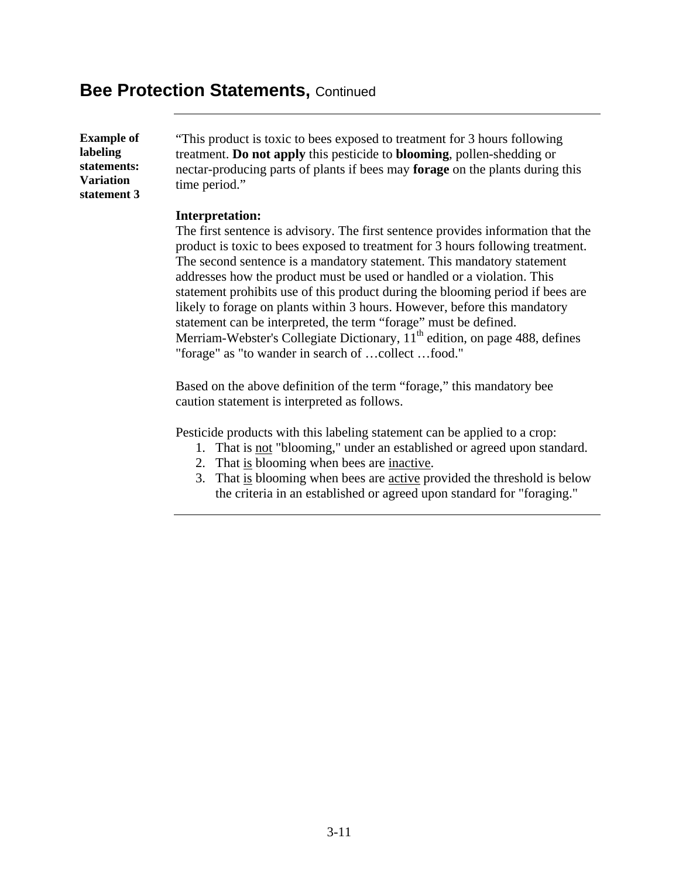## Bee Protection Statements, Continued

---

**Example of labeling statements: Variation statement 3**

"This product is toxic to bees exposed to treatment for 3 hours following treatment. **Do not apply** this pesticide to **blooming**, pollen-shedding or nectar-producing parts of plants if bees may **forage** on the plants during this time period."

**Interpretation:**
The first sentence is advisory. The first sentence provides information that the product is toxic to bees exposed to treatment for 3 hours following treatment. The second sentence is a mandatory statement. This mandatory statement addresses how the product must be used or handled or a violation. This statement prohibits use of this product during the blooming period if bees are likely to forage on plants within 3 hours. However, before this mandatory statement can be interpreted, the term "forage" must be defined. Merriam-Webster's Collegiate Dictionary, 11th edition, on page 488, defines "forage" as "to wander in search of …collect …food."

Based on the above definition of the term "forage," this mandatory bee caution statement is interpreted as follows.

Pesticide products with this labeling statement can be applied to a crop:

1. That is <u>not</u> "blooming," under an established or agreed upon standard.
2. That <u>is</u> blooming when bees are <u>inactive</u>.
3. That <u>is</u> blooming when bees are <u>active</u> provided the threshold is below the criteria in an established or agreed upon standard for "foraging."

---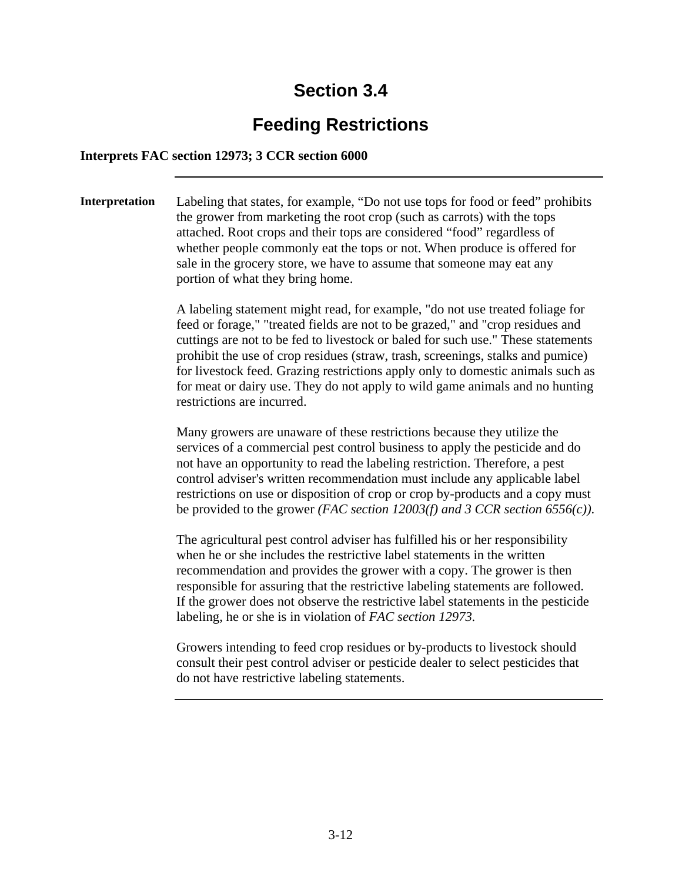# Section 3.4

## Feeding Restrictions

**Interprets FAC section 12973; 3 CCR section 6000**

---

**Interpretation**

Labeling that states, for example, “Do not use tops for food or feed” prohibits the grower from marketing the root crop (such as carrots) with the tops attached. Root crops and their tops are considered “food” regardless of whether people commonly eat the tops or not. When produce is offered for sale in the grocery store, we have to assume that someone may eat any portion of what they bring home.

A labeling statement might read, for example, "do not use treated foliage for feed or forage," "treated fields are not to be grazed," and "crop residues and cuttings are not to be fed to livestock or baled for such use." These statements prohibit the use of crop residues (straw, trash, screenings, stalks and pumice) for livestock feed. Grazing restrictions apply only to domestic animals such as for meat or dairy use. They do not apply to wild game animals and no hunting restrictions are incurred.

Many growers are unaware of these restrictions because they utilize the services of a commercial pest control business to apply the pesticide and do not have an opportunity to read the labeling restriction. Therefore, a pest control adviser's written recommendation must include any applicable label restrictions on use or disposition of crop or crop by-products and a copy must be provided to the grower *(FAC section 12003(f) and 3 CCR section 6556(c))*.

The agricultural pest control adviser has fulfilled his or her responsibility when he or she includes the restrictive label statements in the written recommendation and provides the grower with a copy. The grower is then responsible for assuring that the restrictive labeling statements are followed. If the grower does not observe the restrictive label statements in the pesticide labeling, he or she is in violation of *FAC section 12973*.

Growers intending to feed crop residues or by-products to livestock should consult their pest control adviser or pesticide dealer to select pesticides that do not have restrictive labeling statements.

---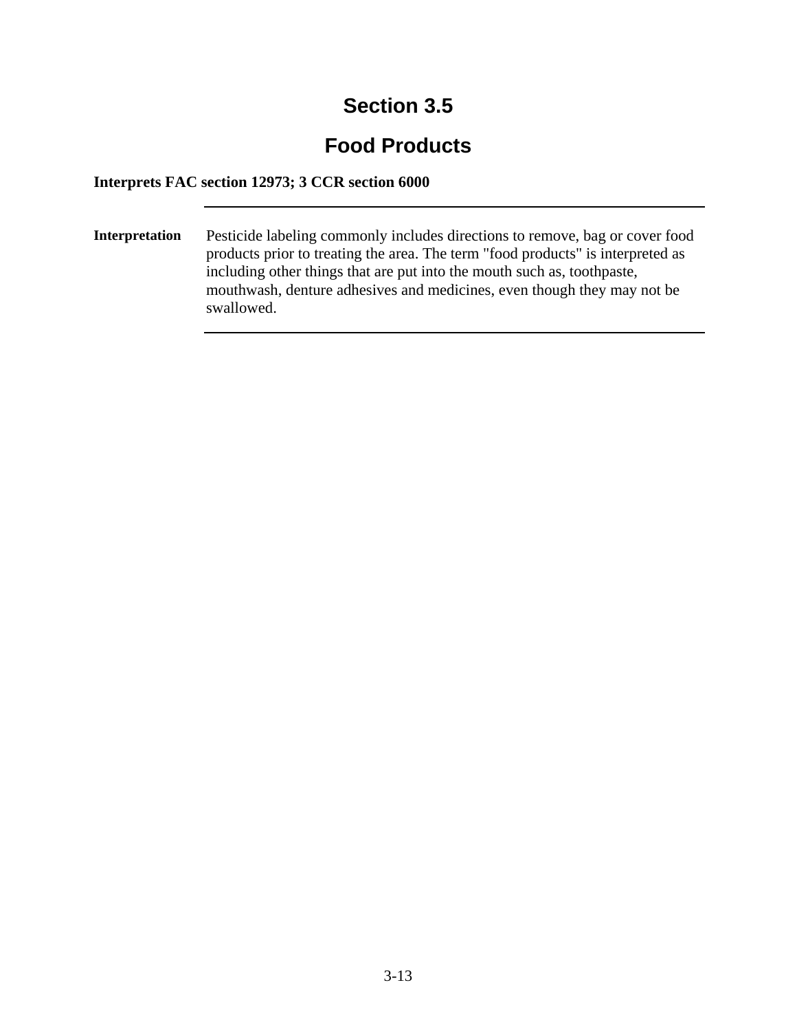# Section 3.5

# Food Products

**Interprets FAC section 12973; 3 CCR section 6000**

---

**Interpretation**

Pesticide labeling commonly includes directions to remove, bag or cover food products prior to treating the area. The term "food products" is interpreted as including other things that are put into the mouth such as, toothpaste, mouthwash, denture adhesives and medicines, even though they may not be swallowed.

---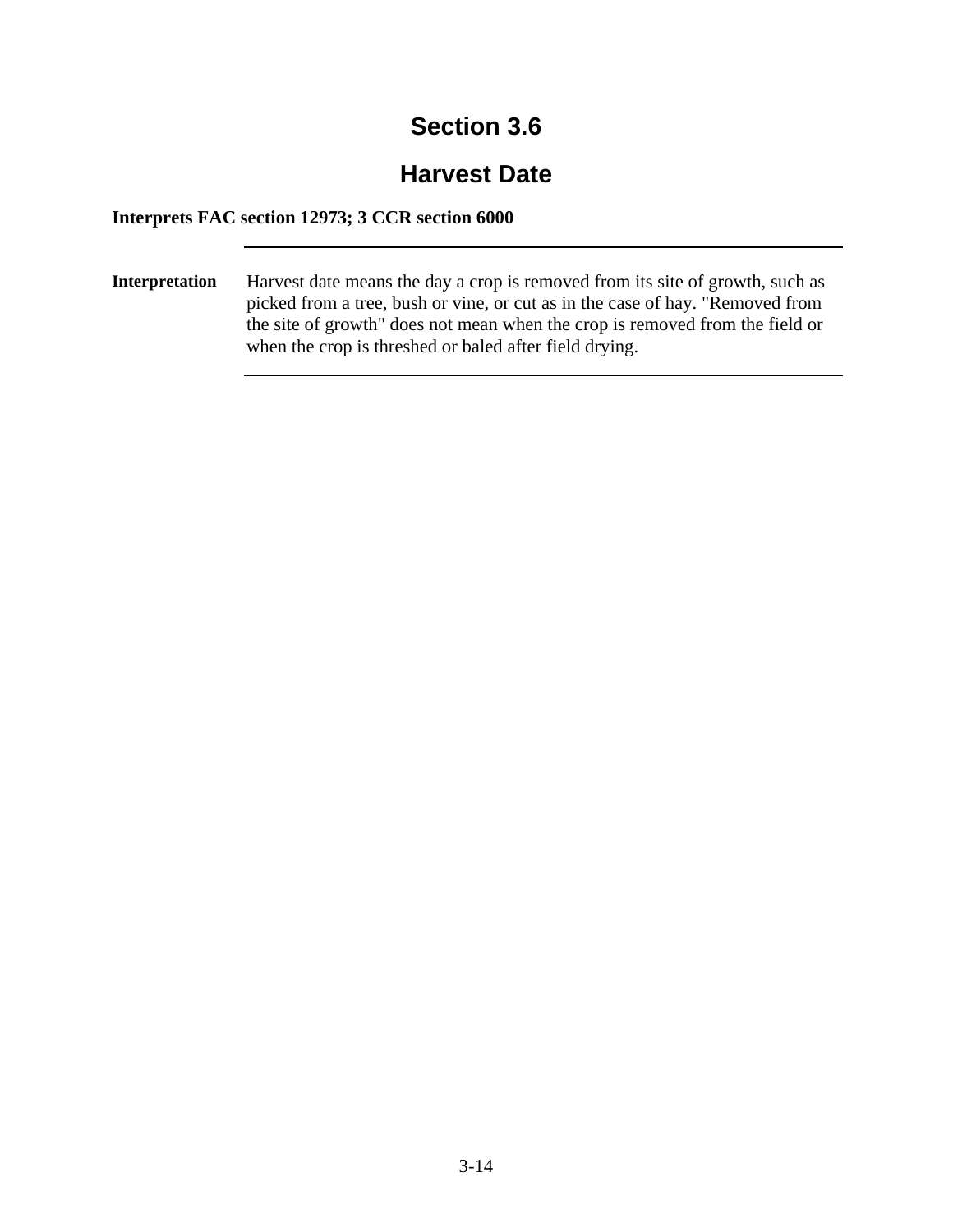# Section 3.6

## Harvest Date

**Interprets FAC section 12973; 3 CCR section 6000**

---

**Interpretation**

Harvest date means the day a crop is removed from its site of growth, such as picked from a tree, bush or vine, or cut as in the case of hay. "Removed from the site of growth" does not mean when the crop is removed from the field or when the crop is threshed or baled after field drying.

---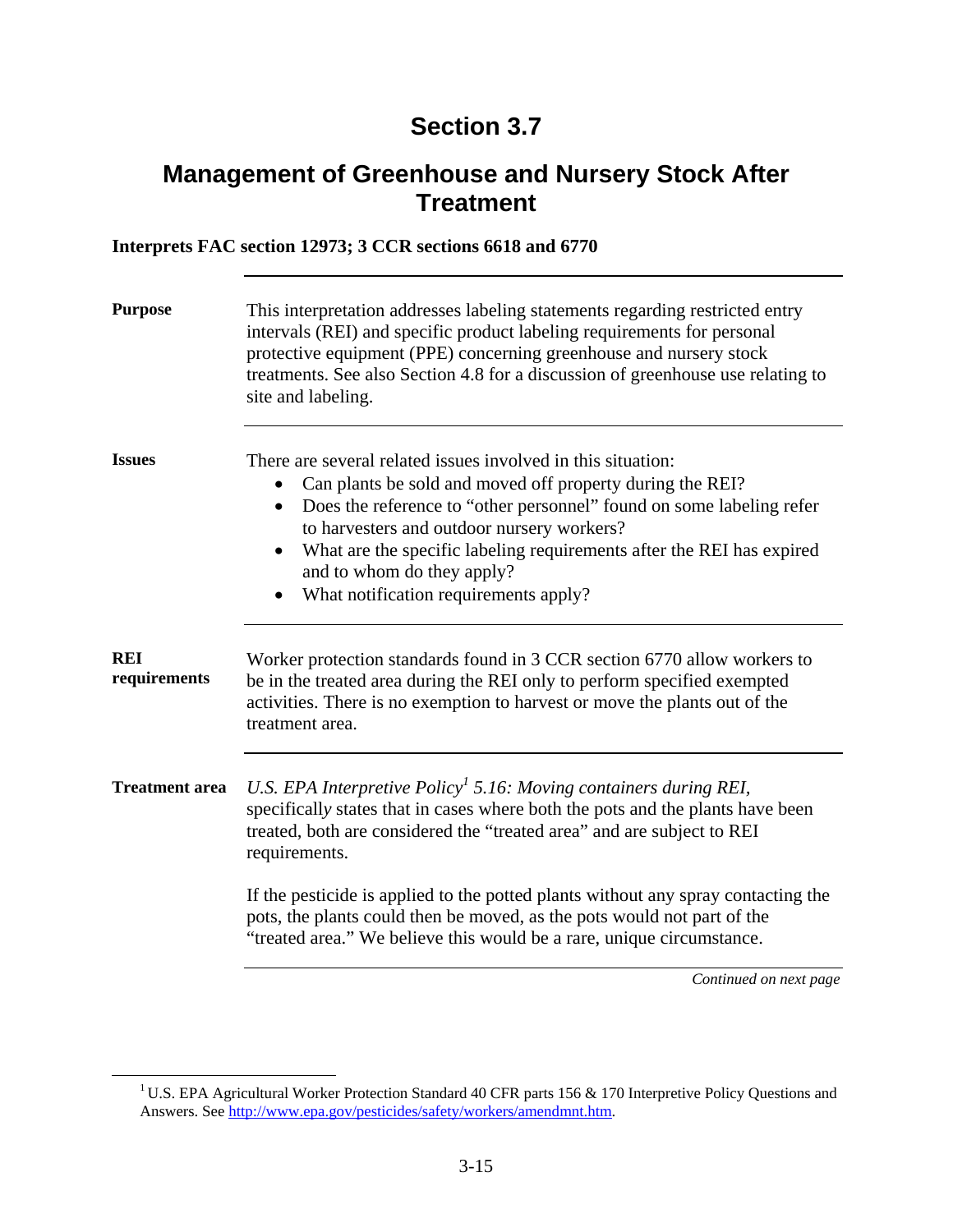# Section 3.7

## Management of Greenhouse and Nursery Stock After Treatment

**Interprets FAC section 12973; 3 CCR sections 6618 and 6770**

**Purpose**

This interpretation addresses labeling statements regarding restricted entry intervals (REI) and specific product labeling requirements for personal protective equipment (PPE) concerning greenhouse and nursery stock treatments. See also Section 4.8 for a discussion of greenhouse use relating to site and labeling.

**Issues**

There are several related issues involved in this situation:

- Can plants be sold and moved off property during the REI?
- Does the reference to "other personnel" found on some labeling refer to harvesters and outdoor nursery workers?
- What are the specific labeling requirements after the REI has expired and to whom do they apply?
- What notification requirements apply?

**REI requirements**

Worker protection standards found in 3 CCR section 6770 allow workers to be in the treated area during the REI only to perform specified exempted activities. There is no exemption to harvest or move the plants out of the treatment area.

**Treatment area**

*U.S. EPA Interpretive Policy*[1] *5.16: Moving containers during REI*, specifically states that in cases where both the pots and the plants have been treated, both are considered the "treated area" and are subject to REI requirements.

If the pesticide is applied to the potted plants without any spray contacting the pots, the plants could then be moved, as the pots would not part of the "treated area." We believe this would be a rare, unique circumstance.

*Continued on next page*

[1] U.S. EPA Agricultural Worker Protection Standard 40 CFR parts 156 & 170 Interpretive Policy Questions and Answers. See http://www.epa.gov/pesticides/safety/workers/amendmnt.htm.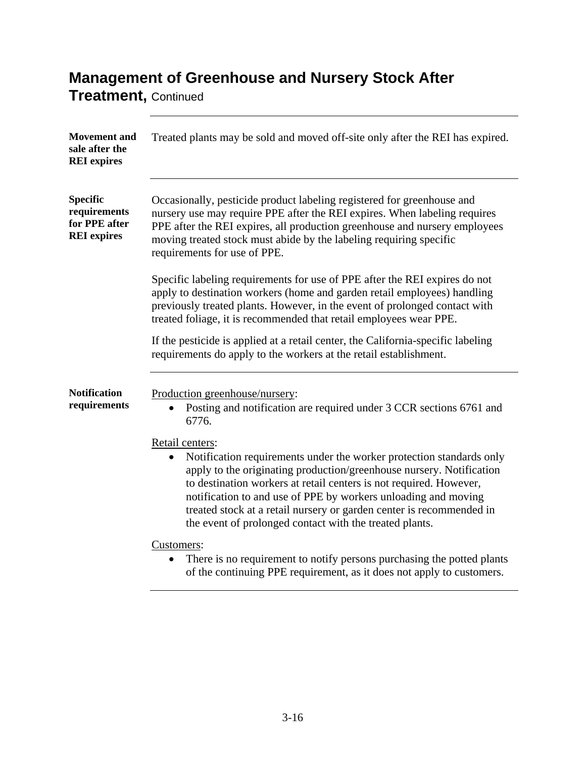# Management of Greenhouse and Nursery Stock After Treatment, Continued

**Movement and sale after the REI expires**

Treated plants may be sold and moved off-site only after the REI has expired.

**Specific requirements for PPE after REI expires**

Occasionally, pesticide product labeling registered for greenhouse and nursery use may require PPE after the REI expires. When labeling requires PPE after the REI expires, all production greenhouse and nursery employees moving treated stock must abide by the labeling requiring specific requirements for use of PPE.

Specific labeling requirements for use of PPE after the REI expires do not apply to destination workers (home and garden retail employees) handling previously treated plants. However, in the event of prolonged contact with treated foliage, it is recommended that retail employees wear PPE.

If the pesticide is applied at a retail center, the California-specific labeling requirements do apply to the workers at the retail establishment.

**Notification requirements**

Production greenhouse/nursery:

- Posting and notification are required under 3 CCR sections 6761 and 6776.

Retail centers:

- Notification requirements under the worker protection standards only apply to the originating production/greenhouse nursery. Notification to destination workers at retail centers is not required. However, notification to and use of PPE by workers unloading and moving treated stock at a retail nursery or garden center is recommended in the event of prolonged contact with the treated plants.

Customers:

- There is no requirement to notify persons purchasing the potted plants of the continuing PPE requirement, as it does not apply to customers.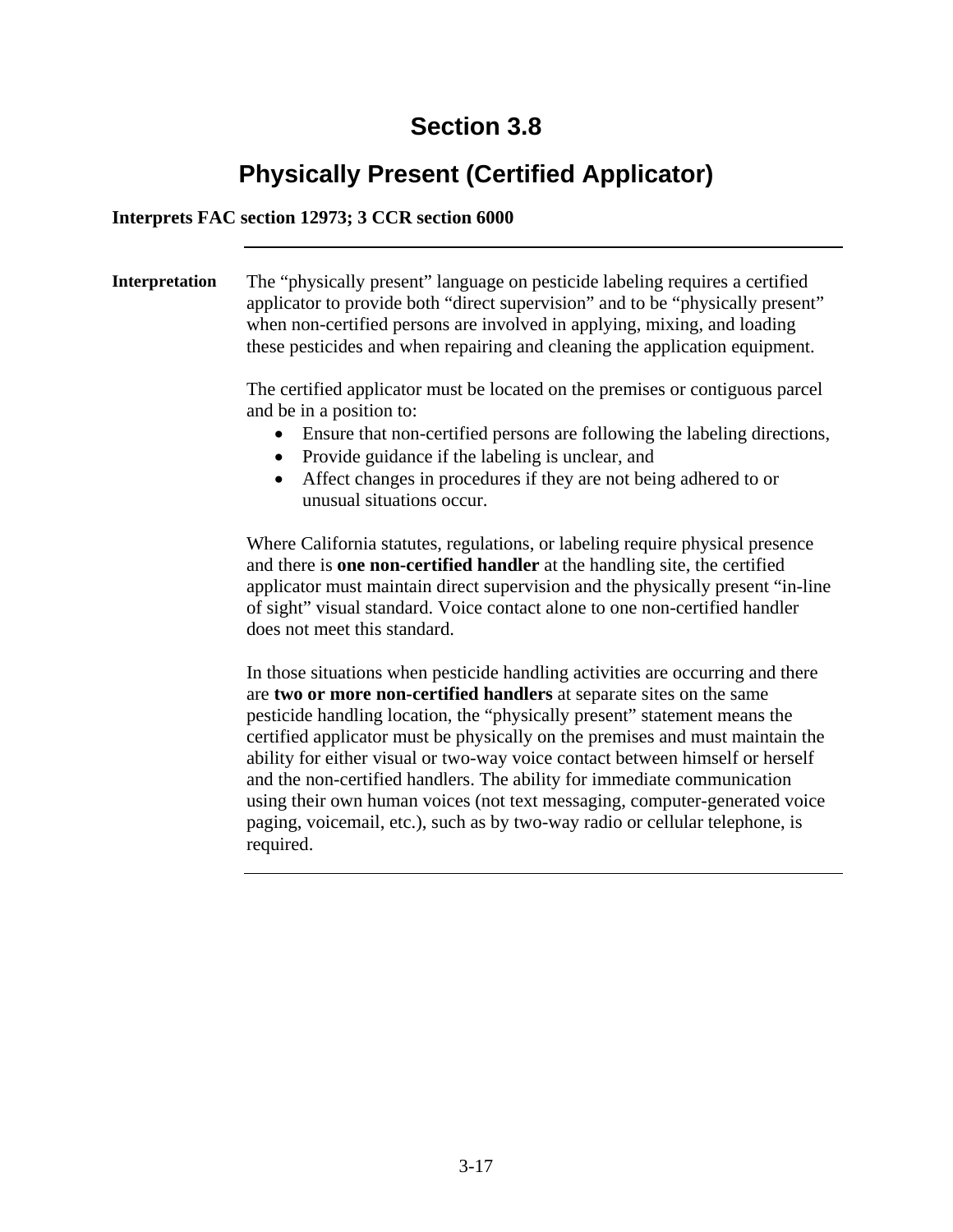# Section 3.8

## Physically Present (Certified Applicator)

**Interprets FAC section 12973; 3 CCR section 6000**

---

**Interpretation**

The "physically present" language on pesticide labeling requires a certified applicator to provide both "direct supervision" and to be "physically present" when non-certified persons are involved in applying, mixing, and loading these pesticides and when repairing and cleaning the application equipment.

The certified applicator must be located on the premises or contiguous parcel and be in a position to:

- Ensure that non-certified persons are following the labeling directions,
- Provide guidance if the labeling is unclear, and
- Affect changes in procedures if they are not being adhered to or unusual situations occur.

Where California statutes, regulations, or labeling require physical presence and there is **one non-certified handler** at the handling site, the certified applicator must maintain direct supervision and the physically present "in-line of sight" visual standard. Voice contact alone to one non-certified handler does not meet this standard.

In those situations when pesticide handling activities are occurring and there are **two or more non-certified handlers** at separate sites on the same pesticide handling location, the "physically present" statement means the certified applicator must be physically on the premises and must maintain the ability for either visual or two-way voice contact between himself or herself and the non-certified handlers. The ability for immediate communication using their own human voices (not text messaging, computer-generated voice paging, voicemail, etc.), such as by two-way radio or cellular telephone, is required.

---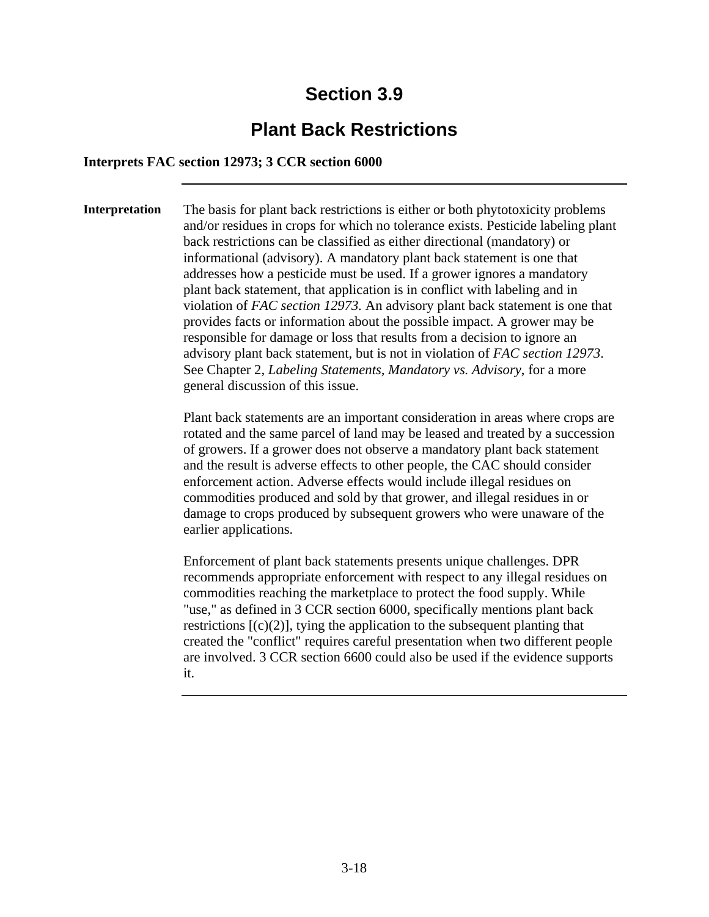# Section 3.9

## Plant Back Restrictions

**Interprets FAC section 12973; 3 CCR section 6000**

---

**Interpretation**

The basis for plant back restrictions is either or both phytotoxicity problems and/or residues in crops for which no tolerance exists. Pesticide labeling plant back restrictions can be classified as either directional (mandatory) or informational (advisory). A mandatory plant back statement is one that addresses how a pesticide must be used. If a grower ignores a mandatory plant back statement, that application is in conflict with labeling and in violation of *FAC section 12973.* An advisory plant back statement is one that provides facts or information about the possible impact. A grower may be responsible for damage or loss that results from a decision to ignore an advisory plant back statement, but is not in violation of *FAC section 12973*. See Chapter 2, *Labeling Statements, Mandatory vs. Advisory*, for a more general discussion of this issue.

Plant back statements are an important consideration in areas where crops are rotated and the same parcel of land may be leased and treated by a succession of growers. If a grower does not observe a mandatory plant back statement and the result is adverse effects to other people, the CAC should consider enforcement action. Adverse effects would include illegal residues on commodities produced and sold by that grower, and illegal residues in or damage to crops produced by subsequent growers who were unaware of the earlier applications.

Enforcement of plant back statements presents unique challenges. DPR recommends appropriate enforcement with respect to any illegal residues on commodities reaching the marketplace to protect the food supply. While "use," as defined in 3 CCR section 6000, specifically mentions plant back restrictions [(c)(2)], tying the application to the subsequent planting that created the "conflict" requires careful presentation when two different people are involved. 3 CCR section 6600 could also be used if the evidence supports it.

---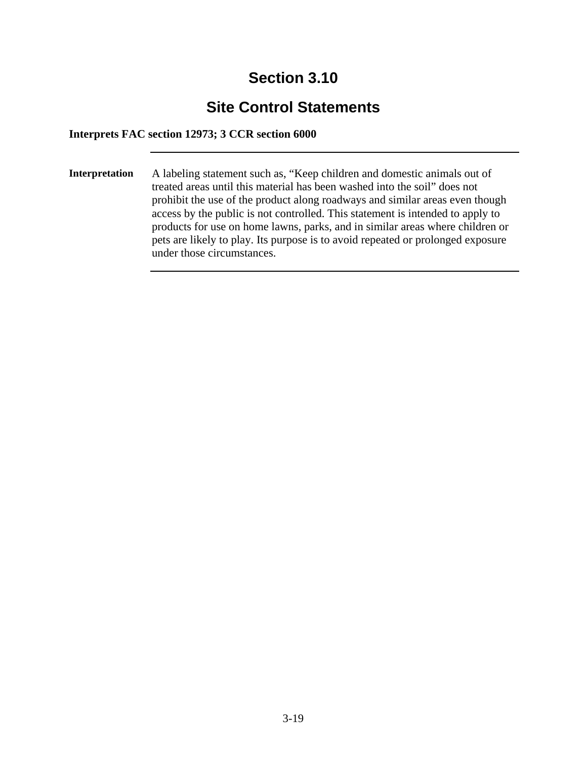# Section 3.10

## Site Control Statements

**Interprets FAC section 12973; 3 CCR section 6000**

---

**Interpretation** A labeling statement such as, “Keep children and domestic animals out of treated areas until this material has been washed into the soil” does not prohibit the use of the product along roadways and similar areas even though access by the public is not controlled. This statement is intended to apply to products for use on home lawns, parks, and in similar areas where children or pets are likely to play. Its purpose is to avoid repeated or prolonged exposure under those circumstances.

---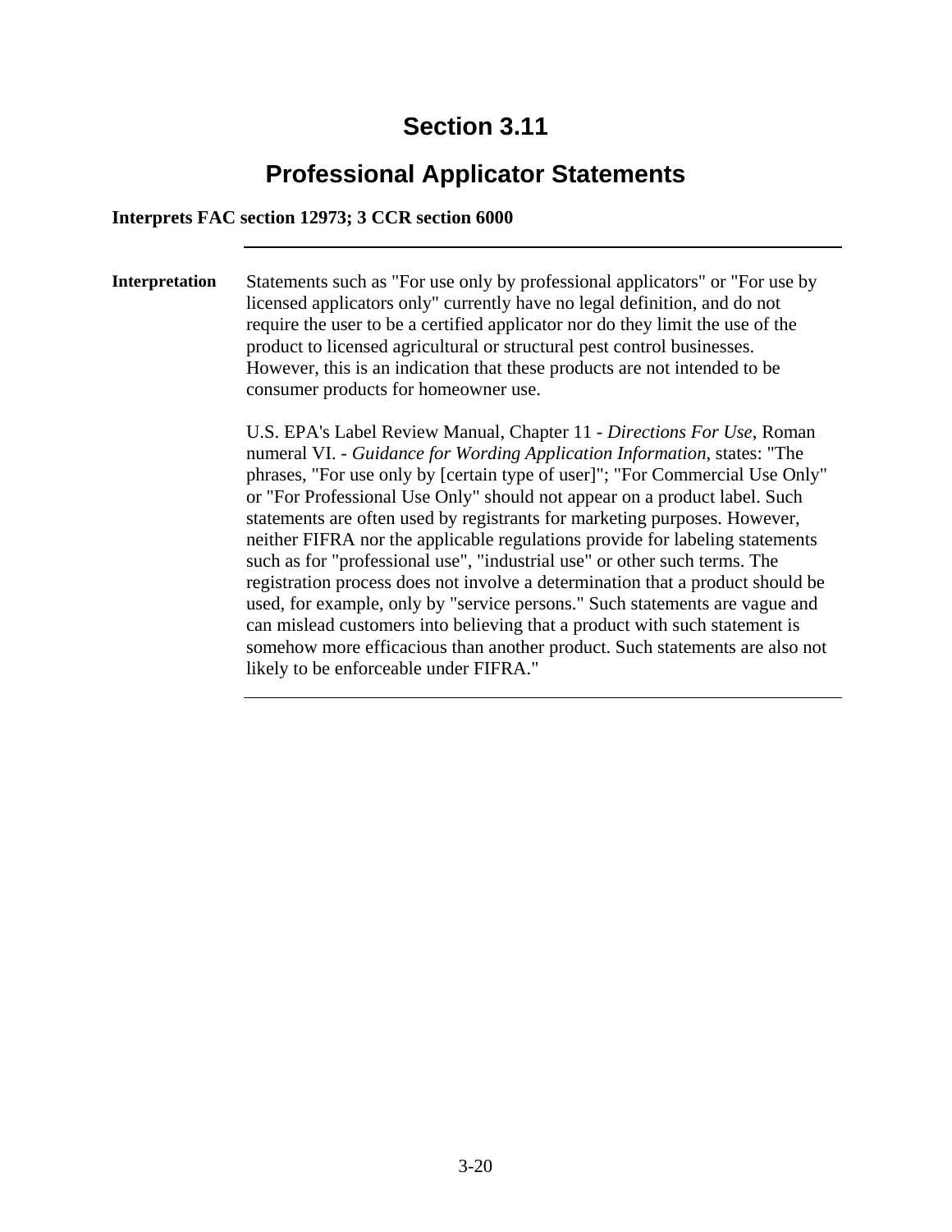# Section 3.11

## Professional Applicator Statements

**Interprets FAC section 12973; 3 CCR section 6000**

---

**Interpretation**

Statements such as "For use only by professional applicators" or "For use by licensed applicators only" currently have no legal definition, and do not require the user to be a certified applicator nor do they limit the use of the product to licensed agricultural or structural pest control businesses. However, this is an indication that these products are not intended to be consumer products for homeowner use.

U.S. EPA's Label Review Manual, Chapter 11 - *Directions For Use*, Roman numeral VI. - *Guidance for Wording Application Information*, states: "The phrases, "For use only by [certain type of user]"; "For Commercial Use Only" or "For Professional Use Only" should not appear on a product label. Such statements are often used by registrants for marketing purposes. However, neither FIFRA nor the applicable regulations provide for labeling statements such as for "professional use", "industrial use" or other such terms. The registration process does not involve a determination that a product should be used, for example, only by "service persons." Such statements are vague and can mislead customers into believing that a product with such statement is somehow more efficacious than another product. Such statements are also not likely to be enforceable under FIFRA."

---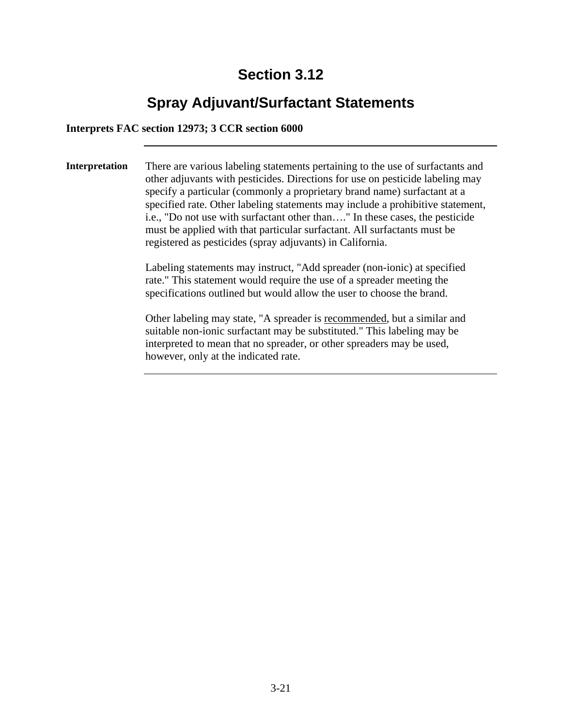# Section 3.12

## Spray Adjuvant/Surfactant Statements

**Interprets FAC section 12973; 3 CCR section 6000**

---

**Interpretation**

There are various labeling statements pertaining to the use of surfactants and other adjuvants with pesticides. Directions for use on pesticide labeling may specify a particular (commonly a proprietary brand name) surfactant at a specified rate. Other labeling statements may include a prohibitive statement, i.e., "Do not use with surfactant other than…." In these cases, the pesticide must be applied with that particular surfactant. All surfactants must be registered as pesticides (spray adjuvants) in California.

Labeling statements may instruct, "Add spreader (non-ionic) at specified rate." This statement would require the use of a spreader meeting the specifications outlined but would allow the user to choose the brand.

Other labeling may state, "A spreader is <u>recommended</u>, but a similar and suitable non-ionic surfactant may be substituted." This labeling may be interpreted to mean that no spreader, or other spreaders may be used, however, only at the indicated rate.

---